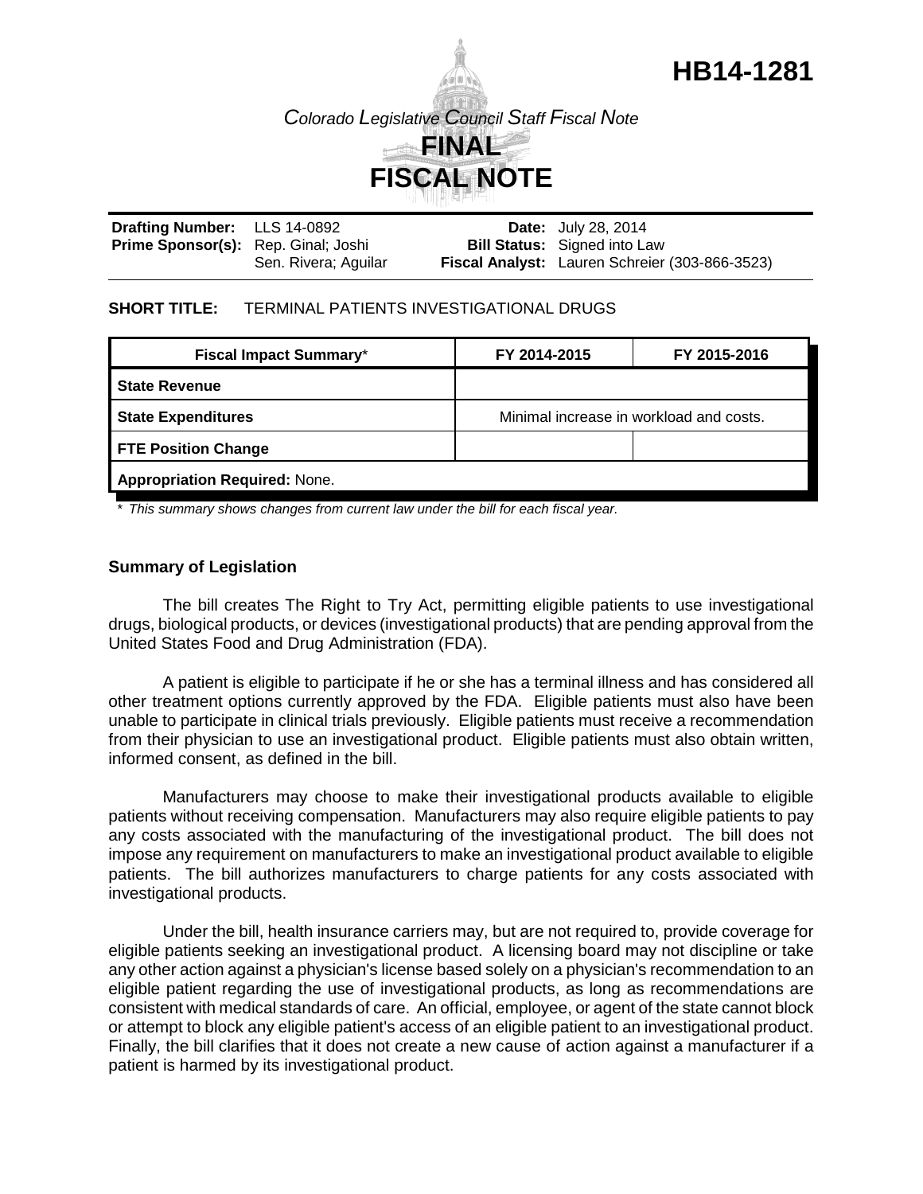# HB14-1281

*Colorado Legislative Council Staff Fiscal Note*

# FINAL FISCAL NOTE

| | | | |
|---|---|---|---|
| **Drafting Number:** | LLS 14-0892 | **Date:** | July 28, 2014 |
| **Prime Sponsor(s):** | Rep. Ginal; Joshi<br>Sen. Rivera; Aguilar | **Bill Status:** | Signed into Law |
| | | **Fiscal Analyst:** | Lauren Schreier (303-866-3523) |

**SHORT TITLE:** TERMINAL PATIENTS INVESTIGATIONAL DRUGS

| Fiscal Impact Summary* | FY 2014-2015 | FY 2015-2016 |
|---|---|---|
| **State Revenue** | | |
| **State Expenditures** | Minimal increase in workload and costs. | |
| **FTE Position Change** | | |
| **Appropriation Required:** None. | | |

\* *This summary shows changes from current law under the bill for each fiscal year.*

### Summary of Legislation

The bill creates The Right to Try Act, permitting eligible patients to use investigational drugs, biological products, or devices (investigational products) that are pending approval from the United States Food and Drug Administration (FDA).

A patient is eligible to participate if he or she has a terminal illness and has considered all other treatment options currently approved by the FDA. Eligible patients must also have been unable to participate in clinical trials previously. Eligible patients must receive a recommendation from their physician to use an investigational product. Eligible patients must also obtain written, informed consent, as defined in the bill.

Manufacturers may choose to make their investigational products available to eligible patients without receiving compensation. Manufacturers may also require eligible patients to pay any costs associated with the manufacturing of the investigational product. The bill does not impose any requirement on manufacturers to make an investigational product available to eligible patients. The bill authorizes manufacturers to charge patients for any costs associated with investigational products.

Under the bill, health insurance carriers may, but are not required to, provide coverage for eligible patients seeking an investigational product. A licensing board may not discipline or take any other action against a physician's license based solely on a physician's recommendation to an eligible patient regarding the use of investigational products, as long as recommendations are consistent with medical standards of care. An official, employee, or agent of the state cannot block or attempt to block any eligible patient's access of an eligible patient to an investigational product. Finally, the bill clarifies that it does not create a new cause of action against a manufacturer if a patient is harmed by its investigational product.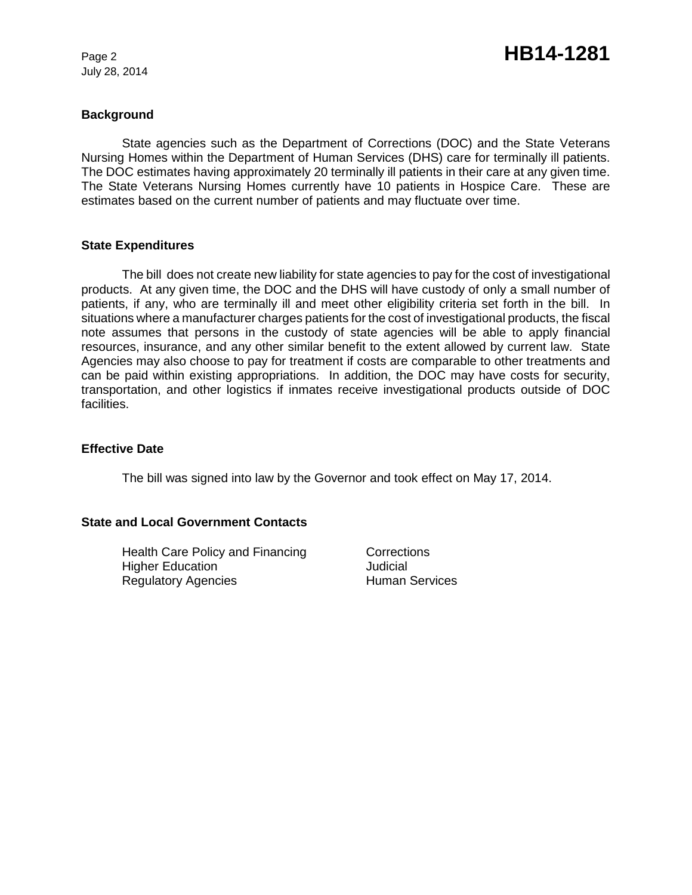## Background

State agencies such as the Department of Corrections (DOC) and the State Veterans Nursing Homes within the Department of Human Services (DHS) care for terminally ill patients. The DOC estimates having approximately 20 terminally ill patients in their care at any given time. The State Veterans Nursing Homes currently have 10 patients in Hospice Care. These are estimates based on the current number of patients and may fluctuate over time.

## State Expenditures

The bill does not create new liability for state agencies to pay for the cost of investigational products. At any given time, the DOC and the DHS will have custody of only a small number of patients, if any, who are terminally ill and meet other eligibility criteria set forth in the bill. In situations where a manufacturer charges patients for the cost of investigational products, the fiscal note assumes that persons in the custody of state agencies will be able to apply financial resources, insurance, and any other similar benefit to the extent allowed by current law. State Agencies may also choose to pay for treatment if costs are comparable to other treatments and can be paid within existing appropriations. In addition, the DOC may have costs for security, transportation, and other logistics if inmates receive investigational products outside of DOC facilities.

## Effective Date

The bill was signed into law by the Governor and took effect on May 17, 2014.

## State and Local Government Contacts

Health Care Policy and Financing
Corrections
Higher Education
Judicial
Regulatory Agencies
Human Services